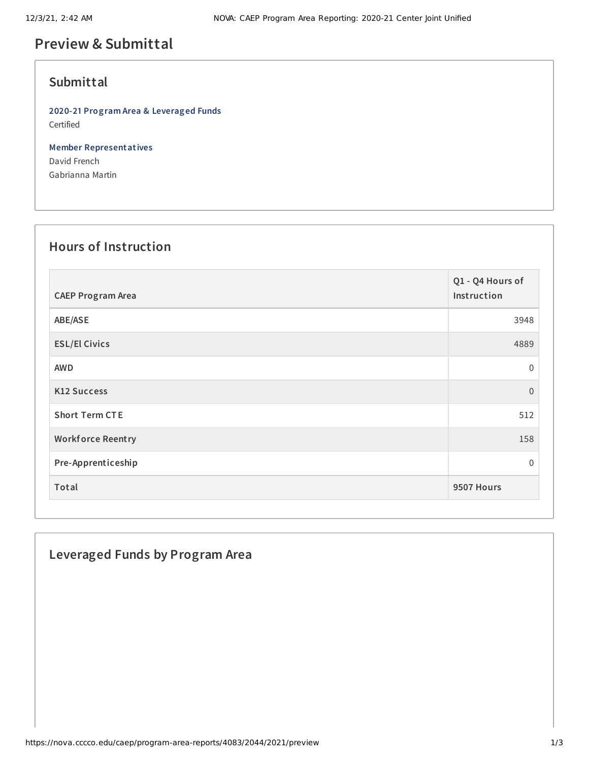# Preview & Submittal

## Submittal

**2020-21 Program Area & Leveraged Funds**
Certified

**Member Representatives**
David French
Gabrianna Martin

## Hours of Instruction

| CAEP Program Area | Q1 - Q4 Hours of Instruction |
|---|---|
| ABE/ASE | 3948 |
| ESL/El Civics | 4889 |
| AWD | 0 |
| K12 Success | 0 |
| Short Term CTE | 512 |
| Workforce Reentry | 158 |
| Pre-Apprenticeship | 0 |
| Total | 9507 Hours |

## Leveraged Funds by Program Area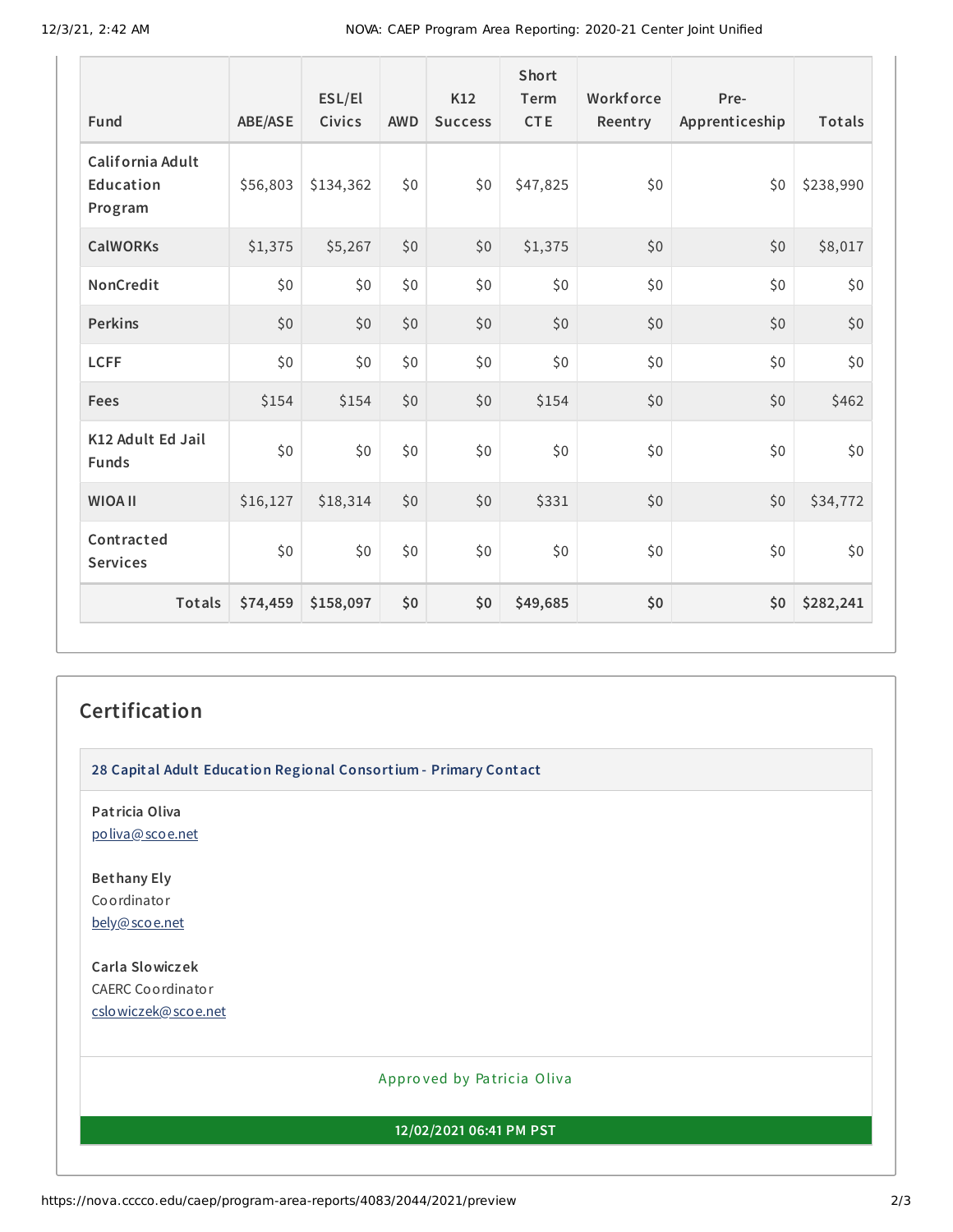| Fund | ABE/ASE | ESL/El Civics | AWD | K12 Success | Short Term CTE | Workforce Reentry | Pre-Apprenticeship | Totals |
|---|---|---|---|---|---|---|---|---|
| California Adult Education Program | $56,803 | $134,362 | $0 | $0 | $47,825 | $0 | $0 | $238,990 |
| CalWORKs | $1,375 | $5,267 | $0 | $0 | $1,375 | $0 | $0 | $8,017 |
| NonCredit | $0 | $0 | $0 | $0 | $0 | $0 | $0 | $0 |
| Perkins | $0 | $0 | $0 | $0 | $0 | $0 | $0 | $0 |
| LCFF | $0 | $0 | $0 | $0 | $0 | $0 | $0 | $0 |
| Fees | $154 | $154 | $0 | $0 | $154 | $0 | $0 | $462 |
| K12 Adult Ed Jail Funds | $0 | $0 | $0 | $0 | $0 | $0 | $0 | $0 |
| WIOA II | $16,127 | $18,314 | $0 | $0 | $331 | $0 | $0 | $34,772 |
| Contracted Services | $0 | $0 | $0 | $0 | $0 | $0 | $0 | $0 |
| **Totals** | **$74,459** | **$158,097** | **$0** | **$0** | **$49,685** | **$0** | **$0** | **$282,241** |

## Certification

**28 Capital Adult Education Regional Consortium - Primary Contact**

**Patricia Oliva**
poliva@scoe.net

**Bethany Ely**
Coordinator
bely@scoe.net

**Carla Slowiczek**
CAERC Coordinator
cslowiczek@scoe.net

Approved by Patricia Oliva

**12/02/2021 06:41 PM PST**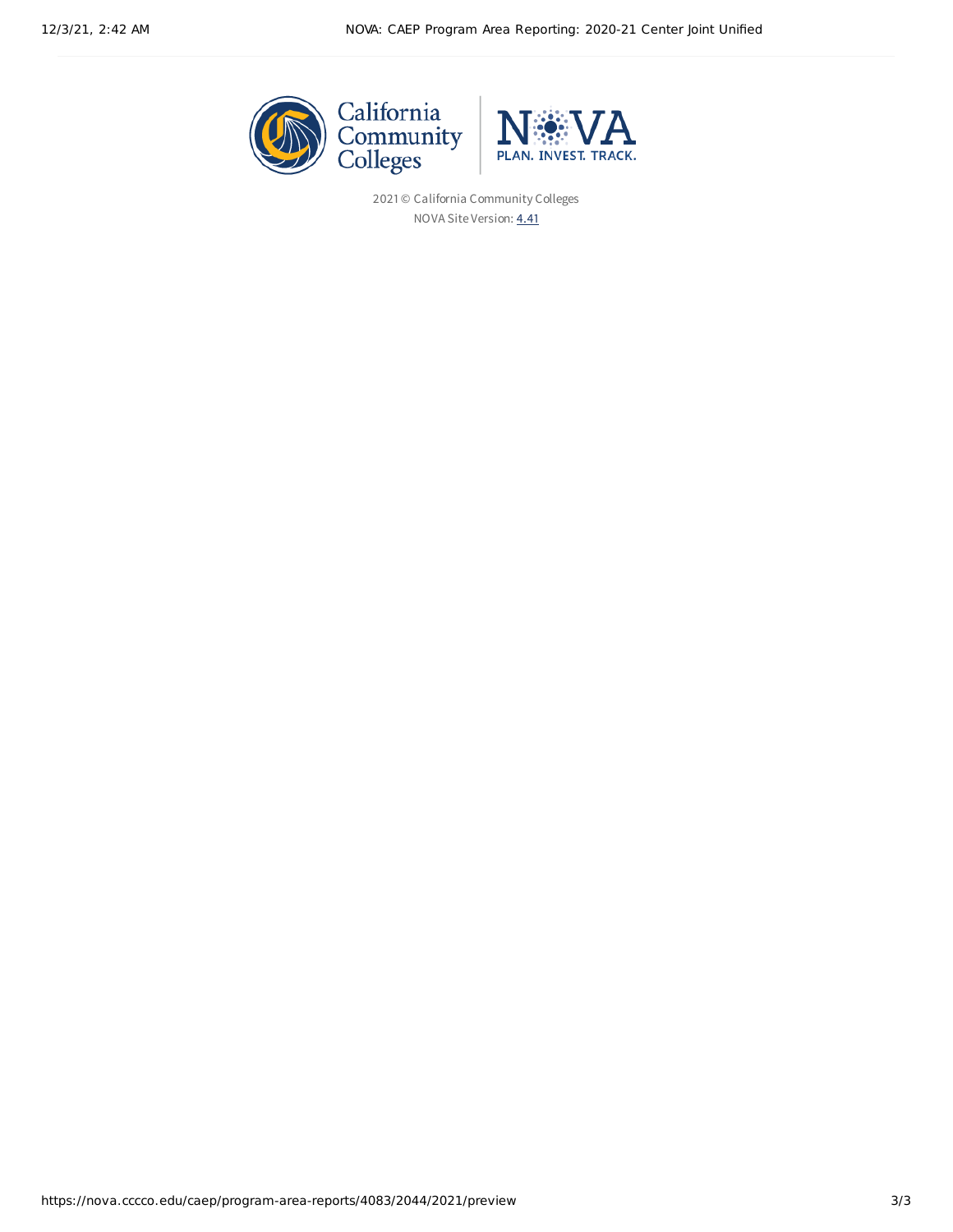2021 © California Community Colleges
NOVA Site Version: [4.41]